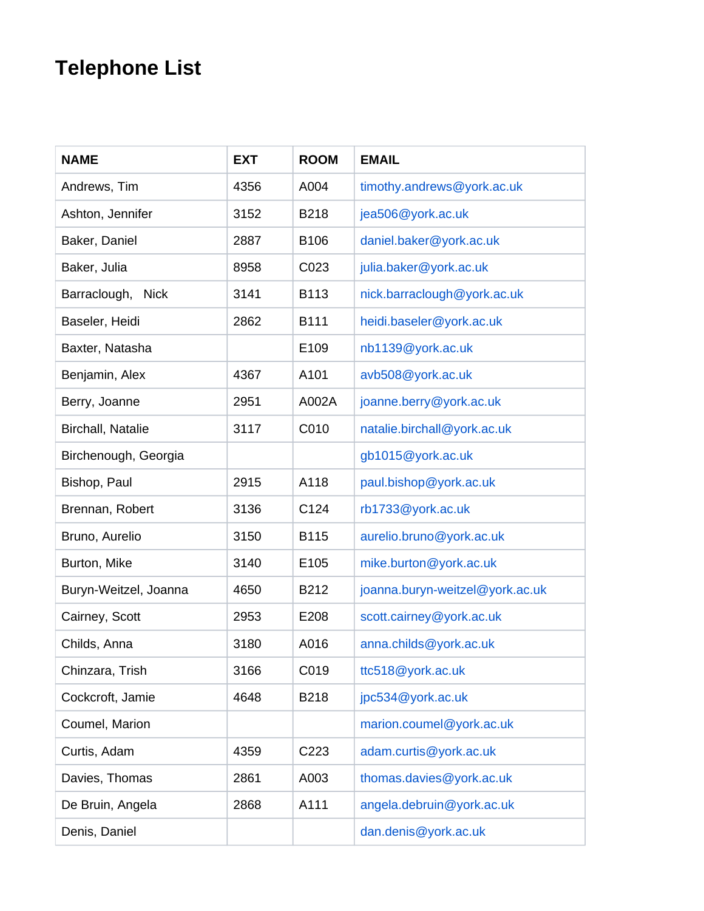# Telephone List

| NAME | EXT | ROOM | EMAIL |
|---|---|---|---|
| Andrews, Tim | 4356 | A004 | timothy.andrews@york.ac.uk |
| Ashton, Jennifer | 3152 | B218 | jea506@york.ac.uk |
| Baker, Daniel | 2887 | B106 | daniel.baker@york.ac.uk |
| Baker, Julia | 8958 | C023 | julia.baker@york.ac.uk |
| Barraclough, Nick | 3141 | B113 | nick.barraclough@york.ac.uk |
| Baseler, Heidi | 2862 | B111 | heidi.baseler@york.ac.uk |
| Baxter, Natasha | | E109 | nb1139@york.ac.uk |
| Benjamin, Alex | 4367 | A101 | avb508@york.ac.uk |
| Berry, Joanne | 2951 | A002A | joanne.berry@york.ac.uk |
| Birchall, Natalie | 3117 | C010 | natalie.birchall@york.ac.uk |
| Birchenough, Georgia | | | gb1015@york.ac.uk |
| Bishop, Paul | 2915 | A118 | paul.bishop@york.ac.uk |
| Brennan, Robert | 3136 | C124 | rb1733@york.ac.uk |
| Bruno, Aurelio | 3150 | B115 | aurelio.bruno@york.ac.uk |
| Burton, Mike | 3140 | E105 | mike.burton@york.ac.uk |
| Buryn-Weitzel, Joanna | 4650 | B212 | joanna.buryn-weitzel@york.ac.uk |
| Cairney, Scott | 2953 | E208 | scott.cairney@york.ac.uk |
| Childs, Anna | 3180 | A016 | anna.childs@york.ac.uk |
| Chinzara, Trish | 3166 | C019 | ttc518@york.ac.uk |
| Cockcroft, Jamie | 4648 | B218 | jpc534@york.ac.uk |
| Coumel, Marion | | | marion.coumel@york.ac.uk |
| Curtis, Adam | 4359 | C223 | adam.curtis@york.ac.uk |
| Davies, Thomas | 2861 | A003 | thomas.davies@york.ac.uk |
| De Bruin, Angela | 2868 | A111 | angela.debruin@york.ac.uk |
| Denis, Daniel | | | dan.denis@york.ac.uk |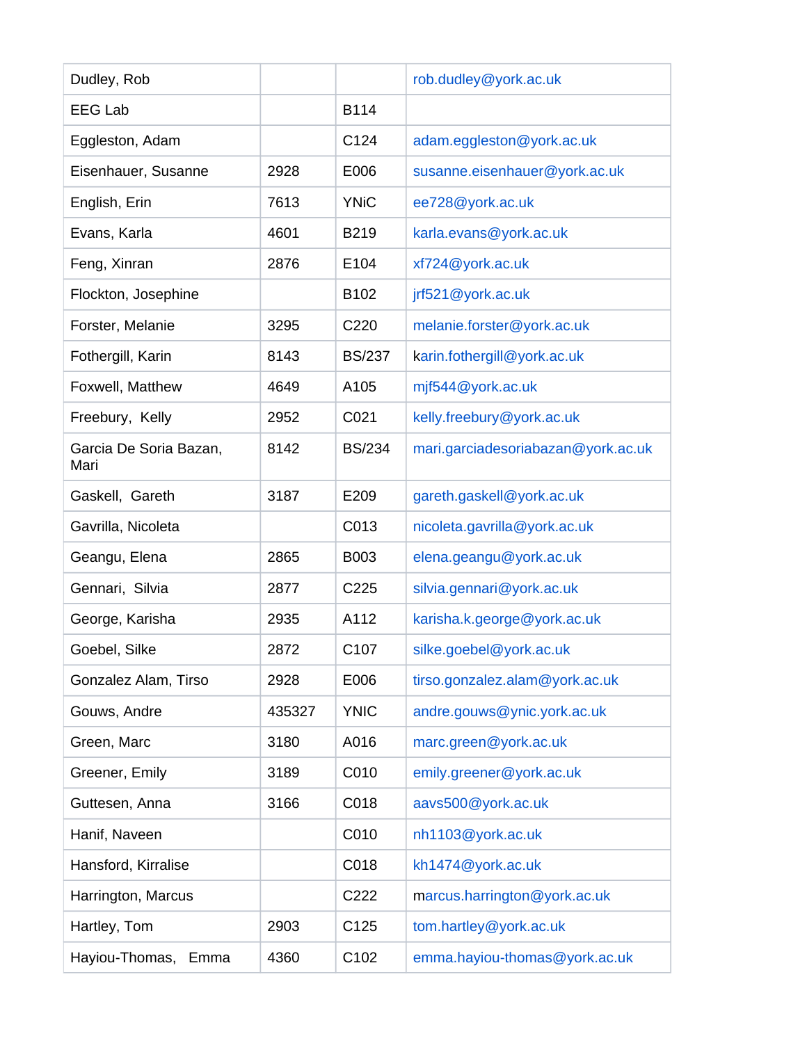| Dudley, Rob | | | rob.dudley@york.ac.uk |
|---|---|---|---|
| EEG Lab | | B114 | |
| Eggleston, Adam | | C124 | adam.eggleston@york.ac.uk |
| Eisenhauer, Susanne | 2928 | E006 | susanne.eisenhauer@york.ac.uk |
| English, Erin | 7613 | YNiC | ee728@york.ac.uk |
| Evans, Karla | 4601 | B219 | karla.evans@york.ac.uk |
| Feng, Xinran | 2876 | E104 | xf724@york.ac.uk |
| Flockton, Josephine | | B102 | jrf521@york.ac.uk |
| Forster, Melanie | 3295 | C220 | melanie.forster@york.ac.uk |
| Fothergill, Karin | 8143 | BS/237 | karin.fothergill@york.ac.uk |
| Foxwell, Matthew | 4649 | A105 | mjf544@york.ac.uk |
| Freebury, Kelly | 2952 | C021 | kelly.freebury@york.ac.uk |
| Garcia De Soria Bazan, Mari | 8142 | BS/234 | mari.garciadesoriabazan@york.ac.uk |
| Gaskell, Gareth | 3187 | E209 | gareth.gaskell@york.ac.uk |
| Gavrilla, Nicoleta | | C013 | nicoleta.gavrilla@york.ac.uk |
| Geangu, Elena | 2865 | B003 | elena.geangu@york.ac.uk |
| Gennari, Silvia | 2877 | C225 | silvia.gennari@york.ac.uk |
| George, Karisha | 2935 | A112 | karisha.k.george@york.ac.uk |
| Goebel, Silke | 2872 | C107 | silke.goebel@york.ac.uk |
| Gonzalez Alam, Tirso | 2928 | E006 | tirso.gonzalez.alam@york.ac.uk |
| Gouws, Andre | 435327 | YNIC | andre.gouws@ynic.york.ac.uk |
| Green, Marc | 3180 | A016 | marc.green@york.ac.uk |
| Greener, Emily | 3189 | C010 | emily.greener@york.ac.uk |
| Guttesen, Anna | 3166 | C018 | aavs500@york.ac.uk |
| Hanif, Naveen | | C010 | nh1103@york.ac.uk |
| Hansford, Kirralise | | C018 | kh1474@york.ac.uk |
| Harrington, Marcus | | C222 | marcus.harrington@york.ac.uk |
| Hartley, Tom | 2903 | C125 | tom.hartley@york.ac.uk |
| Hayiou-Thomas, Emma | 4360 | C102 | emma.hayiou-thomas@york.ac.uk |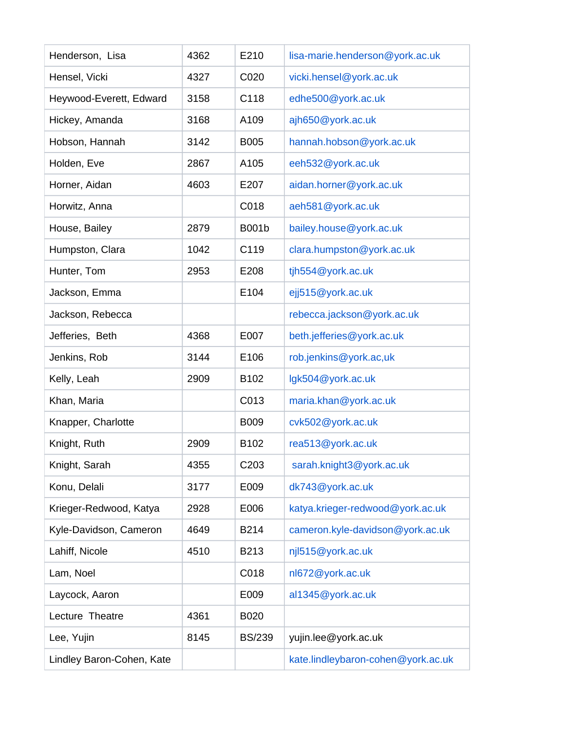| | | | |
|---|---|---|---|
| Henderson,  Lisa | 4362 | E210 | lisa-marie.henderson@york.ac.uk |
| Hensel, Vicki | 4327 | C020 | vicki.hensel@york.ac.uk |
| Heywood-Everett, Edward | 3158 | C118 | edhe500@york.ac.uk |
| Hickey, Amanda | 3168 | A109 | ajh650@york.ac.uk |
| Hobson, Hannah | 3142 | B005 | hannah.hobson@york.ac.uk |
| Holden, Eve | 2867 | A105 | eeh532@york.ac.uk |
| Horner, Aidan | 4603 | E207 | aidan.horner@york.ac.uk |
| Horwitz, Anna | | C018 | aeh581@york.ac.uk |
| House, Bailey | 2879 | B001b | bailey.house@york.ac.uk |
| Humpston, Clara | 1042 | C119 | clara.humpston@york.ac.uk |
| Hunter, Tom | 2953 | E208 | tjh554@york.ac.uk |
| Jackson, Emma | | E104 | ejj515@york.ac.uk |
| Jackson, Rebecca | | | rebecca.jackson@york.ac.uk |
| Jefferies,  Beth | 4368 | E007 | beth.jefferies@york.ac.uk |
| Jenkins, Rob | 3144 | E106 | rob.jenkins@york.ac,uk |
| Kelly, Leah | 2909 | B102 | lgk504@york.ac.uk |
| Khan, Maria | | C013 | maria.khan@york.ac.uk |
| Knapper, Charlotte | | B009 | cvk502@york.ac.uk |
| Knight, Ruth | 2909 | B102 | rea513@york.ac.uk |
| Knight, Sarah | 4355 | C203 | sarah.knight3@york.ac.uk |
| Konu, Delali | 3177 | E009 | dk743@york.ac.uk |
| Krieger-Redwood, Katya | 2928 | E006 | katya.krieger-redwood@york.ac.uk |
| Kyle-Davidson, Cameron | 4649 | B214 | cameron.kyle-davidson@york.ac.uk |
| Lahiff, Nicole | 4510 | B213 | njl515@york.ac.uk |
| Lam, Noel | | C018 | nl672@york.ac.uk |
| Laycock, Aaron | | E009 | al1345@york.ac.uk |
| Lecture  Theatre | 4361 | B020 | |
| Lee, Yujin | 8145 | BS/239 | yujin.lee@york.ac.uk |
| Lindley Baron-Cohen, Kate | | | kate.lindleybaron-cohen@york.ac.uk |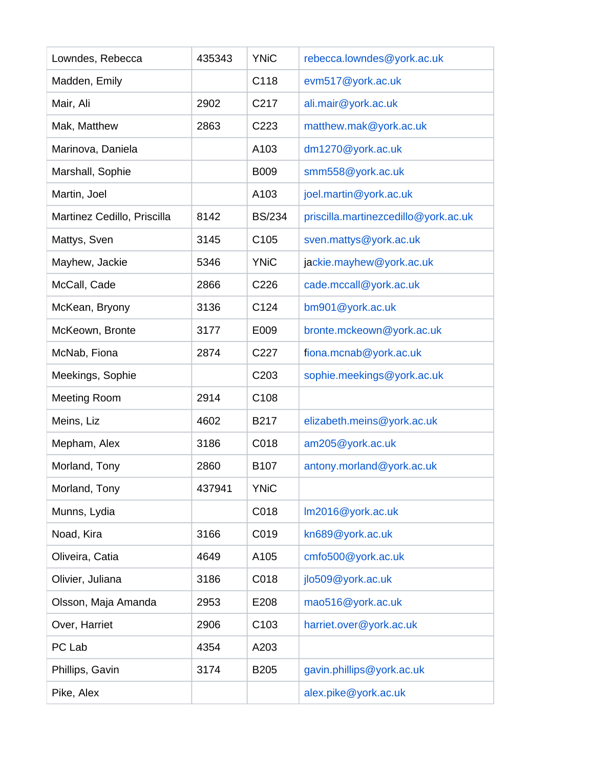| | | | |
|---|---|---|---|
| Lowndes, Rebecca | 435343 | YNiC | rebecca.lowndes@york.ac.uk |
| Madden, Emily | | C118 | evm517@york.ac.uk |
| Mair, Ali | 2902 | C217 | ali.mair@york.ac.uk |
| Mak, Matthew | 2863 | C223 | matthew.mak@york.ac.uk |
| Marinova, Daniela | | A103 | dm1270@york.ac.uk |
| Marshall, Sophie | | B009 | smm558@york.ac.uk |
| Martin, Joel | | A103 | joel.martin@york.ac.uk |
| Martinez Cedillo, Priscilla | 8142 | BS/234 | priscilla.martinezcedillo@york.ac.uk |
| Mattys, Sven | 3145 | C105 | sven.mattys@york.ac.uk |
| Mayhew, Jackie | 5346 | YNiC | jackie.mayhew@york.ac.uk |
| McCall, Cade | 2866 | C226 | cade.mccall@york.ac.uk |
| McKean, Bryony | 3136 | C124 | bm901@york.ac.uk |
| McKeown, Bronte | 3177 | E009 | bronte.mckeown@york.ac.uk |
| McNab, Fiona | 2874 | C227 | fiona.mcnab@york.ac.uk |
| Meekings, Sophie | | C203 | sophie.meekings@york.ac.uk |
| Meeting Room | 2914 | C108 | |
| Meins, Liz | 4602 | B217 | elizabeth.meins@york.ac.uk |
| Mepham, Alex | 3186 | C018 | am205@york.ac.uk |
| Morland, Tony | 2860 | B107 | antony.morland@york.ac.uk |
| Morland, Tony | 437941 | YNiC | |
| Munns, Lydia | | C018 | lm2016@york.ac.uk |
| Noad, Kira | 3166 | C019 | kn689@york.ac.uk |
| Oliveira, Catia | 4649 | A105 | cmfo500@york.ac.uk |
| Olivier, Juliana | 3186 | C018 | jlo509@york.ac.uk |
| Olsson, Maja Amanda | 2953 | E208 | mao516@york.ac.uk |
| Over, Harriet | 2906 | C103 | harriet.over@york.ac.uk |
| PC Lab | 4354 | A203 | |
| Phillips, Gavin | 3174 | B205 | gavin.phillips@york.ac.uk |
| Pike, Alex | | | alex.pike@york.ac.uk |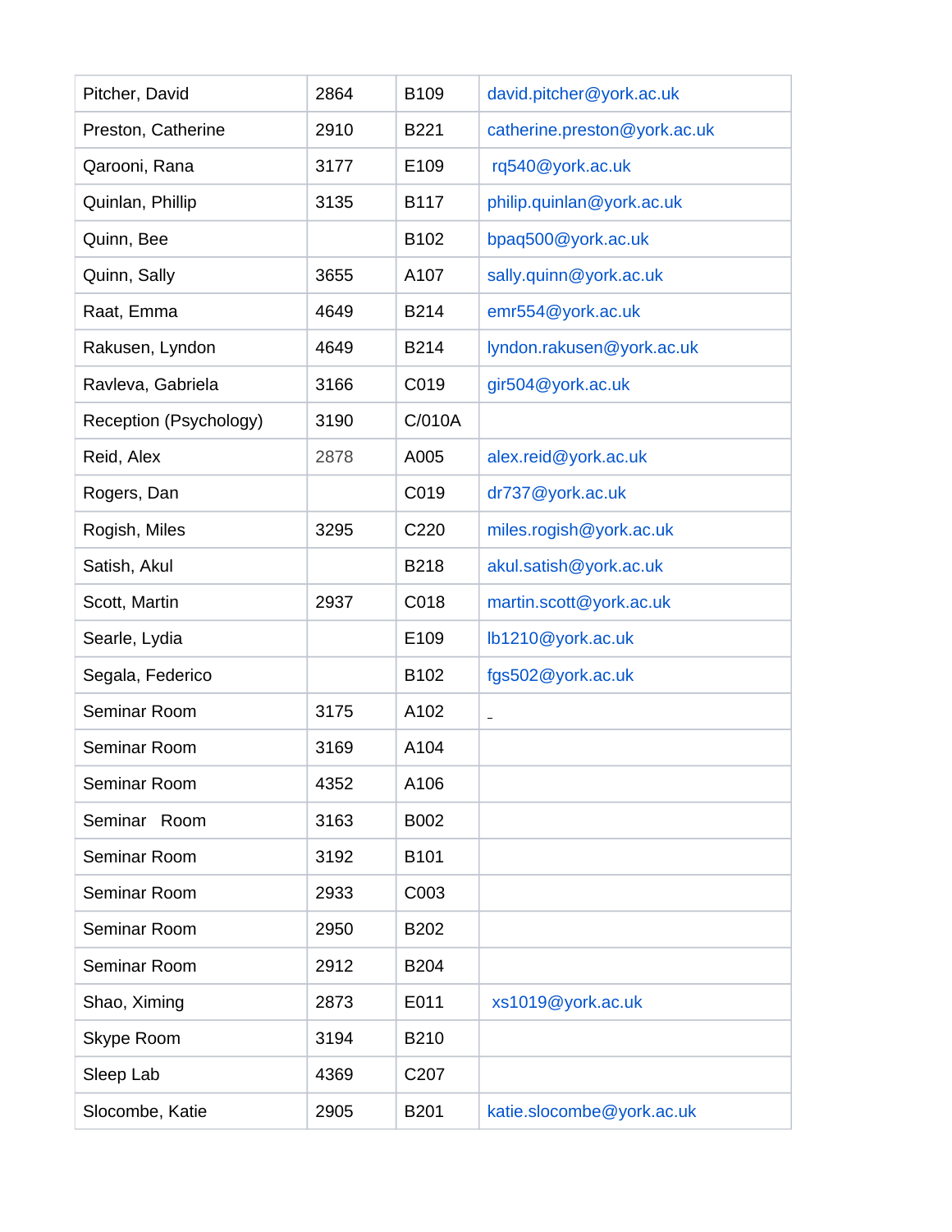| | | | |
|---|---|---|---|
| Pitcher, David | 2864 | B109 | david.pitcher@york.ac.uk |
| Preston, Catherine | 2910 | B221 | catherine.preston@york.ac.uk |
| Qarooni, Rana | 3177 | E109 | rq540@york.ac.uk |
| Quinlan, Phillip | 3135 | B117 | philip.quinlan@york.ac.uk |
| Quinn, Bee | | B102 | bpaq500@york.ac.uk |
| Quinn, Sally | 3655 | A107 | sally.quinn@york.ac.uk |
| Raat, Emma | 4649 | B214 | emr554@york.ac.uk |
| Rakusen, Lyndon | 4649 | B214 | lyndon.rakusen@york.ac.uk |
| Ravleva, Gabriela | 3166 | C019 | gir504@york.ac.uk |
| Reception (Psychology) | 3190 | C/010A | |
| Reid, Alex | 2878 | A005 | alex.reid@york.ac.uk |
| Rogers, Dan | | C019 | dr737@york.ac.uk |
| Rogish, Miles | 3295 | C220 | miles.rogish@york.ac.uk |
| Satish, Akul | | B218 | akul.satish@york.ac.uk |
| Scott, Martin | 2937 | C018 | martin.scott@york.ac.uk |
| Searle, Lydia | | E109 | lb1210@york.ac.uk |
| Segala, Federico | | B102 | fgs502@york.ac.uk |
| Seminar Room | 3175 | A102 | |
| Seminar Room | 3169 | A104 | |
| Seminar Room | 4352 | A106 | |
| Seminar Room | 3163 | B002 | |
| Seminar Room | 3192 | B101 | |
| Seminar Room | 2933 | C003 | |
| Seminar Room | 2950 | B202 | |
| Seminar Room | 2912 | B204 | |
| Shao, Ximing | 2873 | E011 | xs1019@york.ac.uk |
| Skype Room | 3194 | B210 | |
| Sleep Lab | 4369 | C207 | |
| Slocombe, Katie | 2905 | B201 | katie.slocombe@york.ac.uk |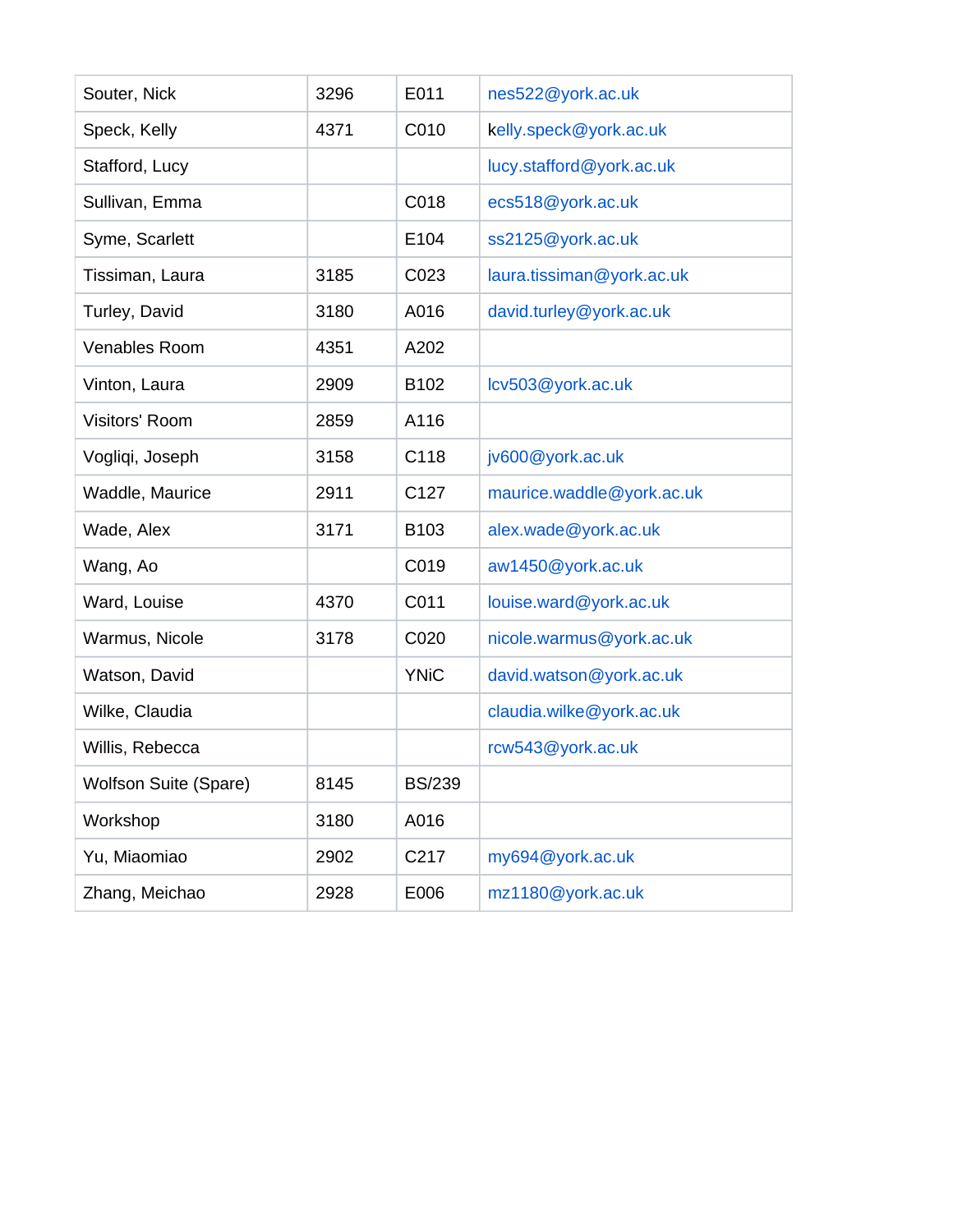| | | | |
|---|---|---|---|
| Souter, Nick | 3296 | E011 | nes522@york.ac.uk |
| Speck, Kelly | 4371 | C010 | kelly.speck@york.ac.uk |
| Stafford, Lucy | | | lucy.stafford@york.ac.uk |
| Sullivan, Emma | | C018 | ecs518@york.ac.uk |
| Syme, Scarlett | | E104 | ss2125@york.ac.uk |
| Tissiman, Laura | 3185 | C023 | laura.tissiman@york.ac.uk |
| Turley, David | 3180 | A016 | david.turley@york.ac.uk |
| Venables Room | 4351 | A202 | |
| Vinton, Laura | 2909 | B102 | lcv503@york.ac.uk |
| Visitors' Room | 2859 | A116 | |
| Vogliqi, Joseph | 3158 | C118 | jv600@york.ac.uk |
| Waddle, Maurice | 2911 | C127 | maurice.waddle@york.ac.uk |
| Wade, Alex | 3171 | B103 | alex.wade@york.ac.uk |
| Wang, Ao | | C019 | aw1450@york.ac.uk |
| Ward, Louise | 4370 | C011 | louise.ward@york.ac.uk |
| Warmus, Nicole | 3178 | C020 | nicole.warmus@york.ac.uk |
| Watson, David | | YNiC | david.watson@york.ac.uk |
| Wilke, Claudia | | | claudia.wilke@york.ac.uk |
| Willis, Rebecca | | | rcw543@york.ac.uk |
| Wolfson Suite (Spare) | 8145 | BS/239 | |
| Workshop | 3180 | A016 | |
| Yu, Miaomiao | 2902 | C217 | my694@york.ac.uk |
| Zhang, Meichao | 2928 | E006 | mz1180@york.ac.uk |